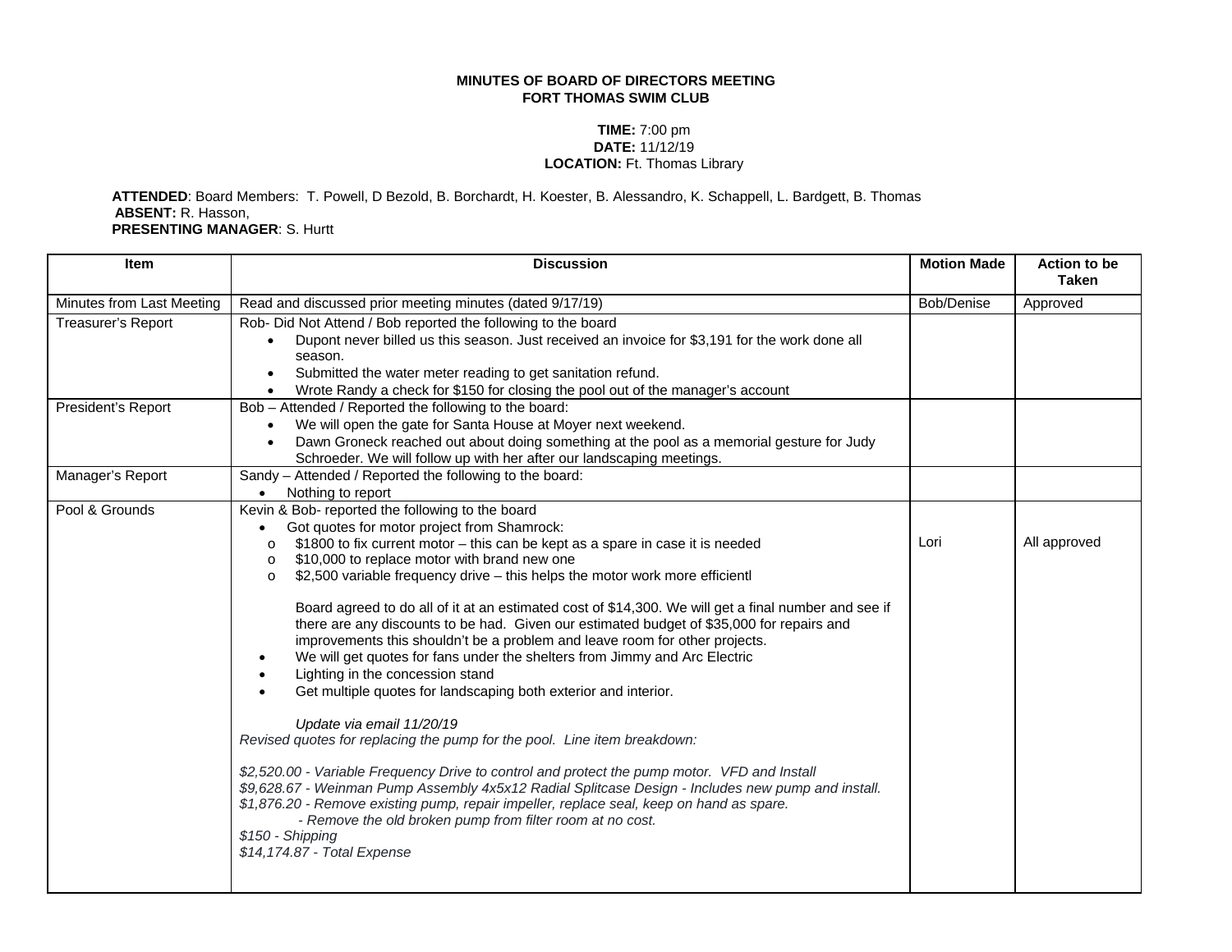**MINUTES OF BOARD OF DIRECTORS MEETING**
**FORT THOMAS SWIM CLUB**

**TIME:** 7:00 pm
**DATE:** 11/12/19
**LOCATION:** Ft. Thomas Library

**ATTENDED**: Board Members: T. Powell, D Bezold, B. Borchardt, H. Koester, B. Alessandro, K. Schappell, L. Bardgett, B. Thomas
**ABSENT:** R. Hasson,
**PRESENTING MANAGER**: S. Hurtt

| Item | Discussion | Motion Made | Action to be Taken |
|---|---|---|---|
| Minutes from Last Meeting | Read and discussed prior meeting minutes (dated 9/17/19) | Bob/Denise | Approved |
| Treasurer's Report | Rob- Did Not Attend / Bob reported the following to the board<br>• Dupont never billed us this season. Just received an invoice for $3,191 for the work done all season.<br>• Submitted the water meter reading to get sanitation refund.<br>• Wrote Randy a check for $150 for closing the pool out of the manager's account | | |
| President's Report | Bob – Attended / Reported the following to the board:<br>• We will open the gate for Santa House at Moyer next weekend.<br>• Dawn Groneck reached out about doing something at the pool as a memorial gesture for Judy Schroeder. We will follow up with her after our landscaping meetings. | | |
| Manager's Report | Sandy – Attended / Reported the following to the board:<br>• Nothing to report | | |
| Pool & Grounds | Kevin & Bob- reported the following to the board<br>• Got quotes for motor project from Shamrock:<br>o $1800 to fix current motor – this can be kept as a spare in case it is needed<br>o $10,000 to replace motor with brand new one<br>o $2,500 variable frequency drive – this helps the motor work more efficientl<br><br>Board agreed to do all of it at an estimated cost of $14,300. We will get a final number and see if there are any discounts to be had. Given our estimated budget of $35,000 for repairs and improvements this shouldn't be a problem and leave room for other projects.<br>• We will get quotes for fans under the shelters from Jimmy and Arc Electric<br>• Lighting in the concession stand<br>• Get multiple quotes for landscaping both exterior and interior.<br><br>*Update via email 11/20/19*<br>*Revised quotes for replacing the pump for the pool. Line item breakdown:*<br><br>*$2,520.00 - Variable Frequency Drive to control and protect the pump motor. VFD and Install*<br>*$9,628.67 - Weinman Pump Assembly 4x5x12 Radial Splitcase Design - Includes new pump and install.*<br>*$1,876.20 - Remove existing pump, repair impeller, replace seal, keep on hand as spare.*<br>*- Remove the old broken pump from filter room at no cost.*<br>*$150 - Shipping*<br>*$14,174.87 - Total Expense* | Lori | All approved |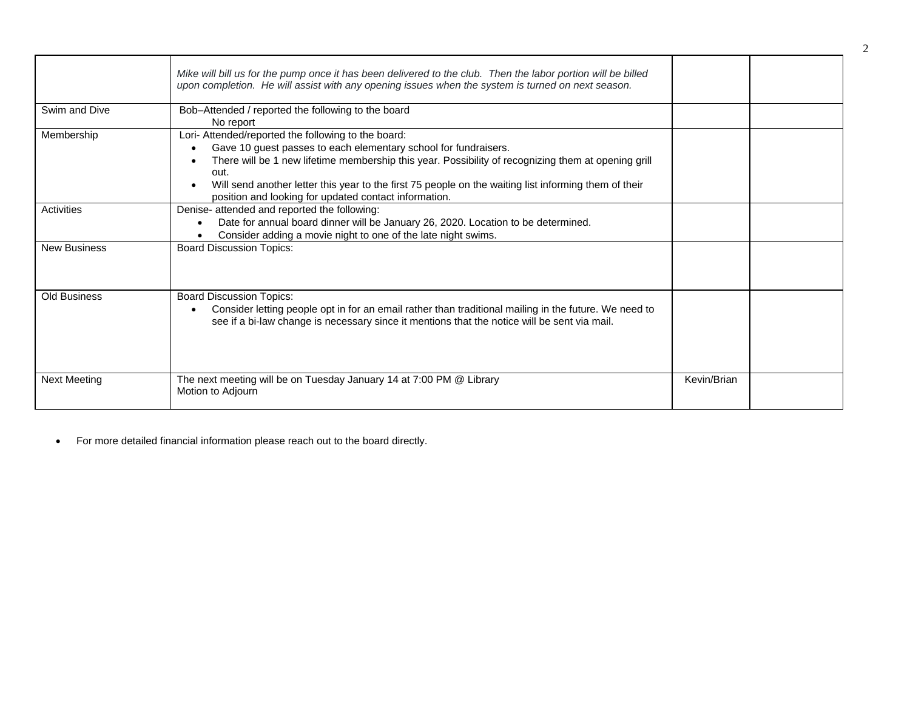| | | | |
|---|---|---|---|
| | *Mike will bill us for the pump once it has been delivered to the club. Then the labor portion will be billed upon completion. He will assist with any opening issues when the system is turned on next season.* | | |
| Swim and Dive | Bob–Attended / reported the following to the board<br>No report | | |
| Membership | Lori- Attended/reported the following to the board:<br>• Gave 10 guest passes to each elementary school for fundraisers.<br>• There will be 1 new lifetime membership this year. Possibility of recognizing them at opening grill out.<br>• Will send another letter this year to the first 75 people on the waiting list informing them of their position and looking for updated contact information. | | |
| Activities | Denise- attended and reported the following:<br>• Date for annual board dinner will be January 26, 2020. Location to be determined.<br>• Consider adding a movie night to one of the late night swims. | | |
| New Business | Board Discussion Topics: | | |
| Old Business | Board Discussion Topics:<br>• Consider letting people opt in for an email rather than traditional mailing in the future. We need to see if a bi-law change is necessary since it mentions that the notice will be sent via mail. | | |
| Next Meeting | The next meeting will be on Tuesday January 14 at 7:00 PM @ Library<br>Motion to Adjourn | Kevin/Brian | |

- For more detailed financial information please reach out to the board directly.